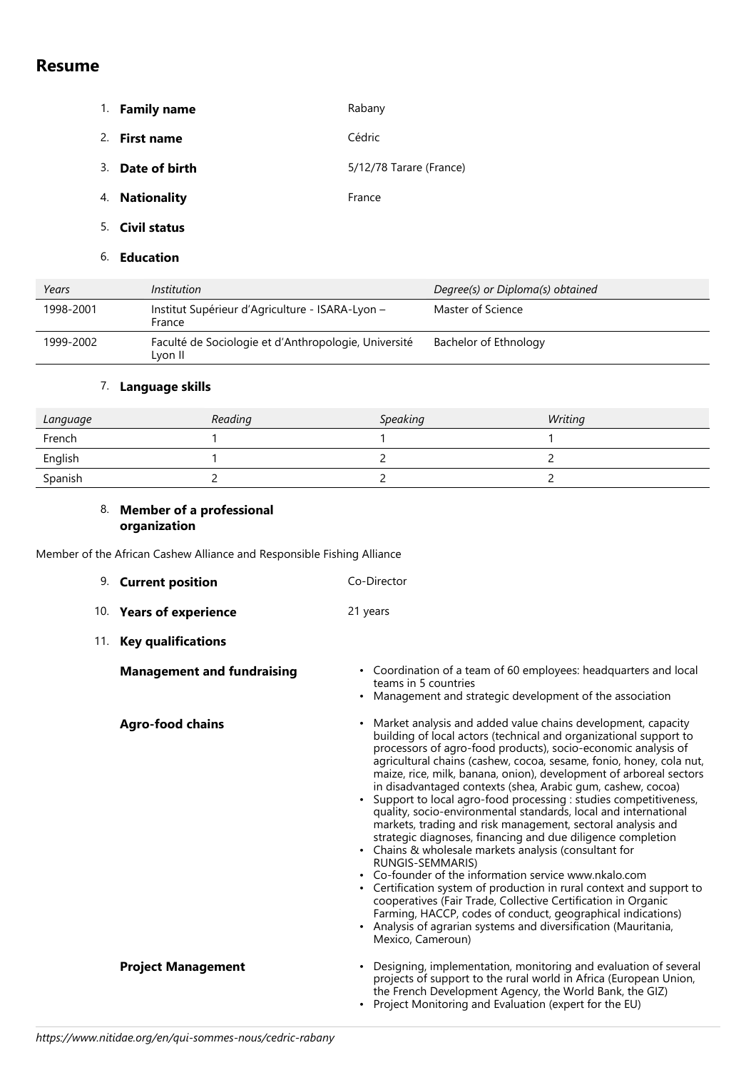# Resume

1. **Family name** Rabany
2. **First name** Cédric
3. **Date of birth** 5/12/78 Tarare (France)
4. **Nationality** France
5. **Civil status**
6. **Education**

| *Years* | *Institution* | *Degree(s) or Diploma(s) obtained* |
|---|---|---|
| 1998-2001 | Institut Supérieur d'Agriculture - ISARA-Lyon – France | Master of Science |
| 1999-2002 | Faculté de Sociologie et d'Anthropologie, Université Lyon II | Bachelor of Ethnology |

7. **Language skills**

| *Language* | *Reading* | *Speaking* | *Writing* |
|---|---|---|---|
| French | 1 | 1 | 1 |
| English | 1 | 2 | 2 |
| Spanish | 2 | 2 | 2 |

8. **Member of a professional organization**

Member of the African Cashew Alliance and Responsible Fishing Alliance

9. **Current position** Co-Director
10. **Years of experience** 21 years
11. **Key qualifications**

**Management and fundraising**

- Coordination of a team of 60 employees: headquarters and local teams in 5 countries
- Management and strategic development of the association

**Agro-food chains**

- Market analysis and added value chains development, capacity building of local actors (technical and organizational support to processors of agro-food products), socio-economic analysis of agricultural chains (cashew, cocoa, sesame, fonio, honey, cola nut, maize, rice, milk, banana, onion), development of arboreal sectors in disadvantaged contexts (shea, Arabic gum, cashew, cocoa)
- Support to local agro-food processing : studies competitiveness, quality, socio-environmental standards, local and international markets, trading and risk management, sectoral analysis and strategic diagnoses, financing and due diligence completion
- Chains & wholesale markets analysis (consultant for RUNGIS-SEMMARIS)
- Co-founder of the information service www.nkalo.com
- Certification system of production in rural context and support to cooperatives (Fair Trade, Collective Certification in Organic Farming, HACCP, codes of conduct, geographical indications)
- Analysis of agrarian systems and diversification (Mauritania, Mexico, Cameroun)

**Project Management**

- Designing, implementation, monitoring and evaluation of several projects of support to the rural world in Africa (European Union, the French Development Agency, the World Bank, the GIZ)
- Project Monitoring and Evaluation (expert for the EU)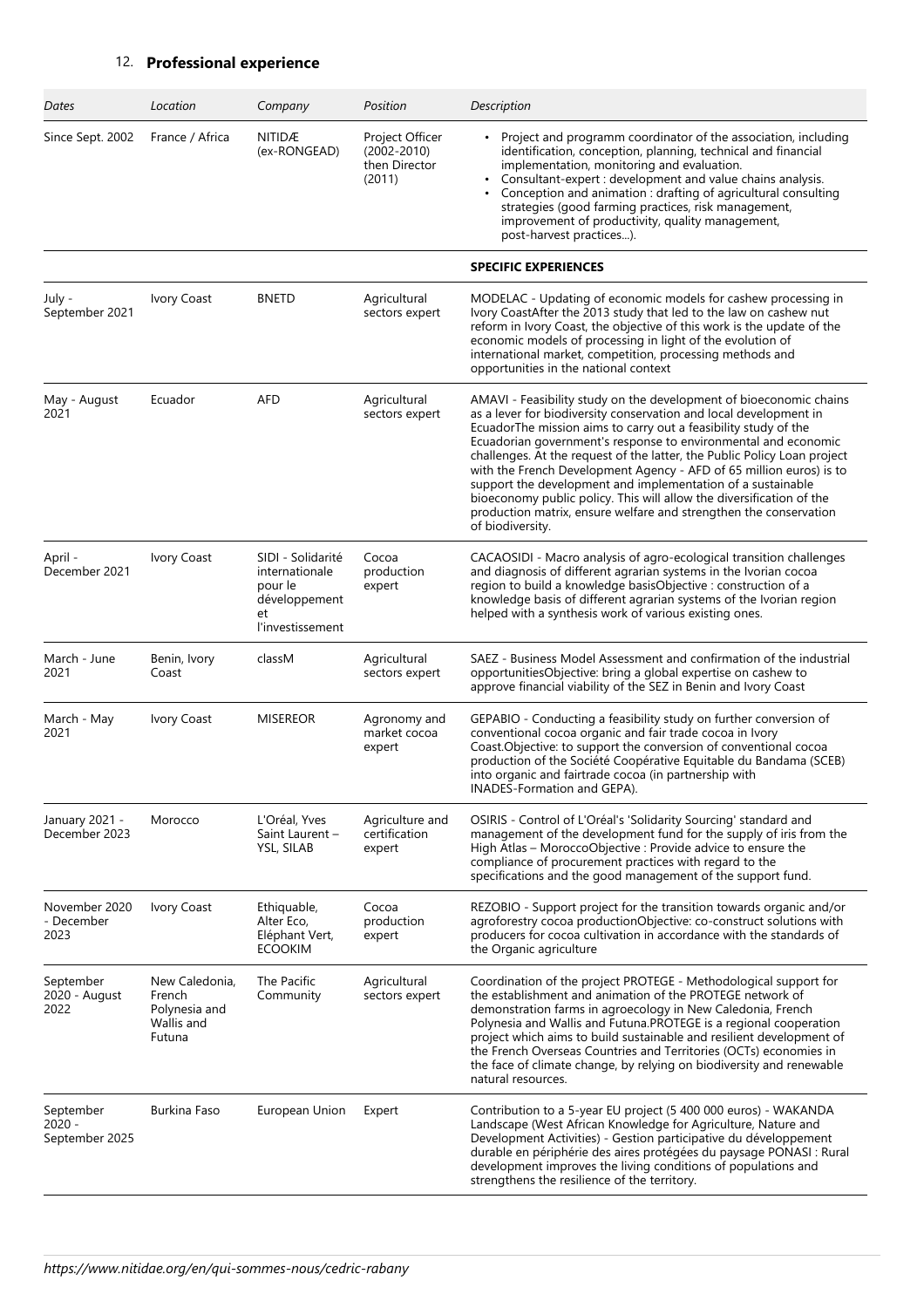## 12. **Professional experience**

| *Dates* | *Location* | *Company* | *Position* | *Description* |
|---|---|---|---|---|
| Since Sept. 2002 | France / Africa | NITIDÆ (ex-RONGEAD) | Project Officer (2002-2010) then Director (2011) | • Project and programm coordinator of the association, including identification, conception, planning, technical and financial implementation, monitoring and evaluation.<br>• Consultant-expert : development and value chains analysis.<br>• Conception and animation : drafting of agricultural consulting strategies (good farming practices, risk management, improvement of productivity, quality management, post-harvest practices...). |
| | | | | **SPECIFIC EXPERIENCES** |
| July - September 2021 | Ivory Coast | BNETD | Agricultural sectors expert | MODELAC - Updating of economic models for cashew processing in Ivory CoastAfter the 2013 study that led to the law on cashew nut reform in Ivory Coast, the objective of this work is the update of the economic models of processing in light of the evolution of international market, competition, processing methods and opportunities in the national context |
| May - August 2021 | Ecuador | AFD | Agricultural sectors expert | AMAVI - Feasibility study on the development of bioeconomic chains as a lever for biodiversity conservation and local development in EcuadorThe mission aims to carry out a feasibility study of the Ecuadorian government's response to environmental and economic challenges. At the request of the latter, the Public Policy Loan project with the French Development Agency - AFD of 65 million euros) is to support the development and implementation of a sustainable bioeconomy public policy. This will allow the diversification of the production matrix, ensure welfare and strengthen the conservation of biodiversity. |
| April - December 2021 | Ivory Coast | SIDI - Solidarité internationale pour le développement et l'investissement | Cocoa production expert | CACAOSIDI - Macro analysis of agro-ecological transition challenges and diagnosis of different agrarian systems in the Ivorian cocoa region to build a knowledge basisObjective : construction of a knowledge basis of different agrarian systems of the Ivorian region helped with a synthesis work of various existing ones. |
| March - June 2021 | Benin, Ivory Coast | classM | Agricultural sectors expert | SAEZ - Business Model Assessment and confirmation of the industrial opportunitiesObjective: bring a global expertise on cashew to approve financial viability of the SEZ in Benin and Ivory Coast |
| March - May 2021 | Ivory Coast | MISEREOR | Agronomy and market cocoa expert | GEPABIO - Conducting a feasibility study on further conversion of conventional cocoa organic and fair trade cocoa in Ivory Coast.Objective: to support the conversion of conventional cocoa production of the Société Coopérative Equitable du Bandama (SCEB) into organic and fairtrade cocoa (in partnership with INADES-Formation and GEPA). |
| January 2021 - December 2023 | Morocco | L'Oréal, Yves Saint Laurent – YSL, SILAB | Agriculture and certification expert | OSIRIS - Control of L'Oréal's 'Solidarity Sourcing' standard and management of the development fund for the supply of iris from the High Atlas – MoroccoObjective : Provide advice to ensure the compliance of procurement practices with regard to the specifications and the good management of the support fund. |
| November 2020 - December 2023 | Ivory Coast | Ethiquable, Alter Eco, Eléphant Vert, ECOOKIM | Cocoa production expert | REZOBIO - Support project for the transition towards organic and/or agroforestry cocoa productionObjective: co-construct solutions with producers for cocoa cultivation in accordance with the standards of the Organic agriculture |
| September 2020 - August 2022 | New Caledonia, French Polynesia and Wallis and Futuna | The Pacific Community | Agricultural sectors expert | Coordination of the project PROTEGE - Methodological support for the establishment and animation of the PROTEGE network of demonstration farms in agroecology in New Caledonia, French Polynesia and Wallis and Futuna.PROTEGE is a regional cooperation project which aims to build sustainable and resilient development of the French Overseas Countries and Territories (OCTs) economies in the face of climate change, by relying on biodiversity and renewable natural resources. |
| September 2020 - September 2025 | Burkina Faso | European Union | Expert | Contribution to a 5-year EU project (5 400 000 euros) - WAKANDA Landscape (West African Knowledge for Agriculture, Nature and Development Activities) - Gestion participative du développement durable en périphérie des aires protégées du paysage PONASI : Rural development improves the living conditions of populations and strengthens the resilience of the territory. |

*https://www.nitidae.org/en/qui-sommes-nous/cedric-rabany*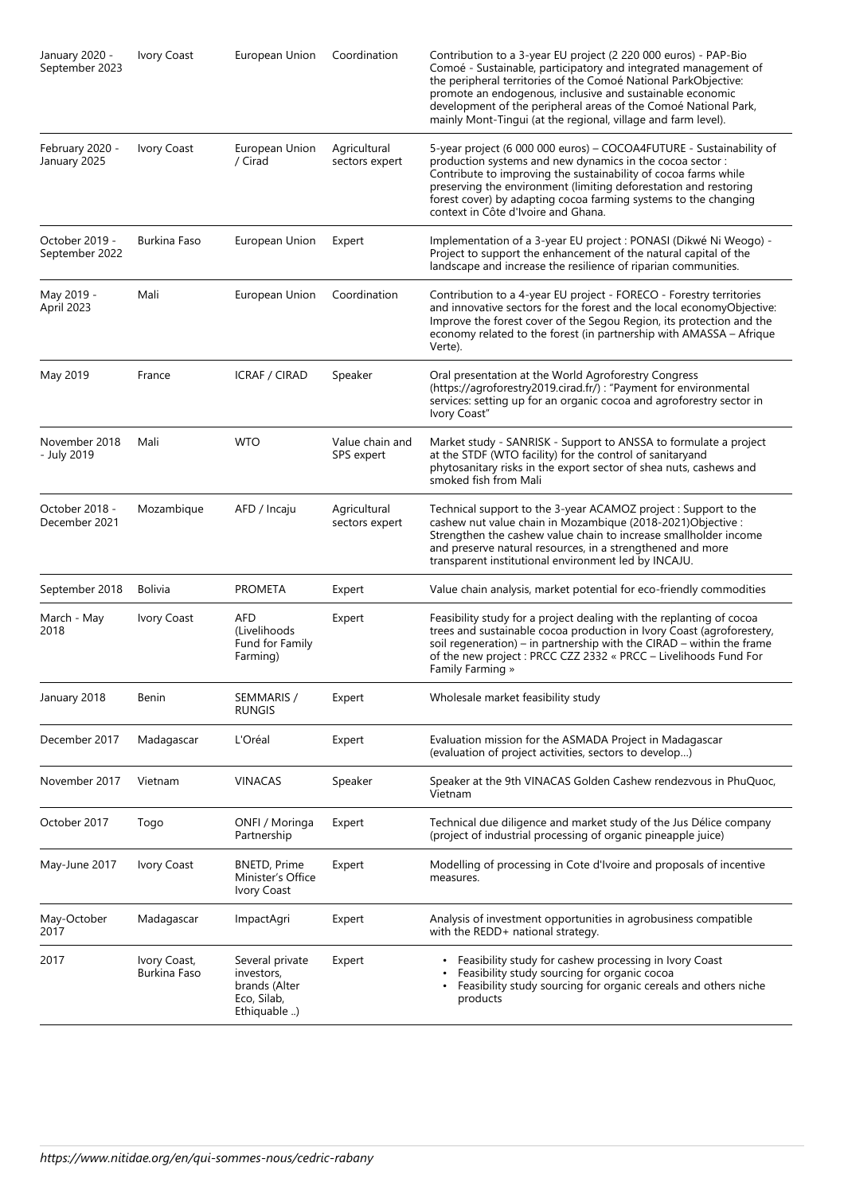| | | | | |
|---|---|---|---|---|
| January 2020 - September 2023 | Ivory Coast | European Union | Coordination | Contribution to a 3-year EU project (2 220 000 euros) - PAP-Bio Comoé - Sustainable, participatory and integrated management of the peripheral territories of the Comoé National ParkObjective: promote an endogenous, inclusive and sustainable economic development of the peripheral areas of the Comoé National Park, mainly Mont-Tingui (at the regional, village and farm level). |
| February 2020 - January 2025 | Ivory Coast | European Union / Cirad | Agricultural sectors expert | 5-year project (6 000 000 euros) – COCOA4FUTURE - Sustainability of production systems and new dynamics in the cocoa sector : Contribute to improving the sustainability of cocoa farms while preserving the environment (limiting deforestation and restoring forest cover) by adapting cocoa farming systems to the changing context in Côte d'Ivoire and Ghana. |
| October 2019 - September 2022 | Burkina Faso | European Union | Expert | Implementation of a 3-year EU project : PONASI (Dikwé Ni Weogo) - Project to support the enhancement of the natural capital of the landscape and increase the resilience of riparian communities. |
| May 2019 - April 2023 | Mali | European Union | Coordination | Contribution to a 4-year EU project - FORECO - Forestry territories and innovative sectors for the forest and the local economyObjective: Improve the forest cover of the Segou Region, its protection and the economy related to the forest (in partnership with AMASSA – Afrique Verte). |
| May 2019 | France | ICRAF / CIRAD | Speaker | Oral presentation at the World Agroforestry Congress (https://agroforestry2019.cirad.fr/) : "Payment for environmental services: setting up for an organic cocoa and agroforestry sector in Ivory Coast" |
| November 2018 - July 2019 | Mali | WTO | Value chain and SPS expert | Market study - SANRISK - Support to ANSSA to formulate a project at the STDF (WTO facility) for the control of sanitaryand phytosanitary risks in the export sector of shea nuts, cashews and smoked fish from Mali |
| October 2018 - December 2021 | Mozambique | AFD / Incaju | Agricultural sectors expert | Technical support to the 3-year ACAMOZ project : Support to the cashew nut value chain in Mozambique (2018-2021)Objective : Strengthen the cashew value chain to increase smallholder income and preserve natural resources, in a strengthened and more transparent institutional environment led by INCAJU. |
| September 2018 | Bolivia | PROMETA | Expert | Value chain analysis, market potential for eco-friendly commodities |
| March - May 2018 | Ivory Coast | AFD (Livelihoods Fund for Family Farming) | Expert | Feasibility study for a project dealing with the replanting of cocoa trees and sustainable cocoa production in Ivory Coast (agroforestery, soil regeneration) – in partnership with the CIRAD – within the frame of the new project : PRCC CZZ 2332 « PRCC – Livelihoods Fund For Family Farming » |
| January 2018 | Benin | SEMMARIS / RUNGIS | Expert | Wholesale market feasibility study |
| December 2017 | Madagascar | L'Oréal | Expert | Evaluation mission for the ASMADA Project in Madagascar (evaluation of project activities, sectors to develop...) |
| November 2017 | Vietnam | VINACAS | Speaker | Speaker at the 9th VINACAS Golden Cashew rendezvous in PhuQuoc, Vietnam |
| October 2017 | Togo | ONFI / Moringa Partnership | Expert | Technical due diligence and market study of the Jus Délice company (project of industrial processing of organic pineapple juice) |
| May-June 2017 | Ivory Coast | BNETD, Prime Minister's Office Ivory Coast | Expert | Modelling of processing in Cote d'Ivoire and proposals of incentive measures. |
| May-October 2017 | Madagascar | ImpactAgri | Expert | Analysis of investment opportunities in agrobusiness compatible with the REDD+ national strategy. |
| 2017 | Ivory Coast, Burkina Faso | Several private investors, brands (Alter Eco, Silab, Ethiquable ..) | Expert | • Feasibility study for cashew processing in Ivory Coast<br>• Feasibility study sourcing for organic cocoa<br>• Feasibility study sourcing for organic cereals and others niche products |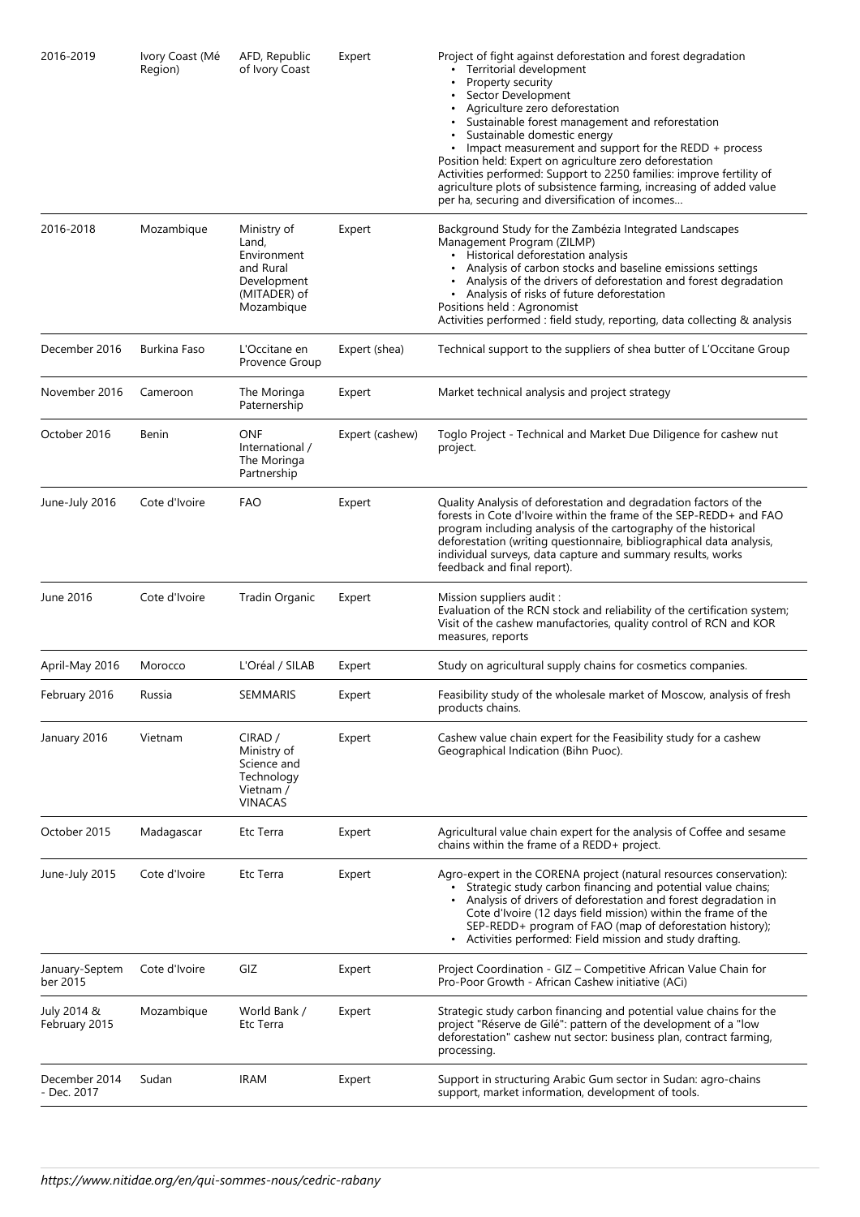| | | | | |
|---|---|---|---|---|
| 2016-2019 | Ivory Coast (Mé Region) | AFD, Republic of Ivory Coast | Expert | Project of fight against deforestation and forest degradation<br>• Territorial development<br>• Property security<br>• Sector Development<br>• Agriculture zero deforestation<br>• Sustainable forest management and reforestation<br>• Sustainable domestic energy<br>• Impact measurement and support for the REDD + process<br>Position held: Expert on agriculture zero deforestation<br>Activities performed: Support to 2250 families: improve fertility of agriculture plots of subsistence farming, increasing of added value per ha, securing and diversification of incomes… |
| 2016-2018 | Mozambique | Ministry of Land, Environment and Rural Development (MITADER) of Mozambique | Expert | Background Study for the Zambézia Integrated Landscapes Management Program (ZILMP)<br>• Historical deforestation analysis<br>• Analysis of carbon stocks and baseline emissions settings<br>• Analysis of the drivers of deforestation and forest degradation<br>• Analysis of risks of future deforestation<br>Positions held : Agronomist<br>Activities performed : field study, reporting, data collecting & analysis |
| December 2016 | Burkina Faso | L'Occitane en Provence Group | Expert (shea) | Technical support to the suppliers of shea butter of L'Occitane Group |
| November 2016 | Cameroon | The Moringa Paternership | Expert | Market technical analysis and project strategy |
| October 2016 | Benin | ONF International / The Moringa Partnership | Expert (cashew) | Toglo Project - Technical and Market Due Diligence for cashew nut project. |
| June-July 2016 | Cote d'Ivoire | FAO | Expert | Quality Analysis of deforestation and degradation factors of the forests in Cote d'Ivoire within the frame of the SEP-REDD+ and FAO program including analysis of the cartography of the historical deforestation (writing questionnaire, bibliographical data analysis, individual surveys, data capture and summary results, works feedback and final report). |
| June 2016 | Cote d'Ivoire | Tradin Organic | Expert | Mission suppliers audit :<br>Evaluation of the RCN stock and reliability of the certification system; Visit of the cashew manufactories, quality control of RCN and KOR measures, reports |
| April-May 2016 | Morocco | L'Oréal / SILAB | Expert | Study on agricultural supply chains for cosmetics companies. |
| February 2016 | Russia | SEMMARIS | Expert | Feasibility study of the wholesale market of Moscow, analysis of fresh products chains. |
| January 2016 | Vietnam | CIRAD / Ministry of Science and Technology Vietnam / VINACAS | Expert | Cashew value chain expert for the Feasibility study for a cashew Geographical Indication (Bihn Puoc). |
| October 2015 | Madagascar | Etc Terra | Expert | Agricultural value chain expert for the analysis of Coffee and sesame chains within the frame of a REDD+ project. |
| June-July 2015 | Cote d'Ivoire | Etc Terra | Expert | Agro-expert in the CORENA project (natural resources conservation):<br>• Strategic study carbon financing and potential value chains;<br>• Analysis of drivers of deforestation and forest degradation in Cote d'Ivoire (12 days field mission) within the frame of the SEP-REDD+ program of FAO (map of deforestation history);<br>• Activities performed: Field mission and study drafting. |
| January-September 2015 | Cote d'Ivoire | GIZ | Expert | Project Coordination - GIZ – Competitive African Value Chain for Pro-Poor Growth - African Cashew initiative (ACi) |
| July 2014 & February 2015 | Mozambique | World Bank / Etc Terra | Expert | Strategic study carbon financing and potential value chains for the project "Réserve de Gilé": pattern of the development of a "low deforestation" cashew nut sector: business plan, contract farming, processing. |
| December 2014 - Dec. 2017 | Sudan | IRAM | Expert | Support in structuring Arabic Gum sector in Sudan: agro-chains support, market information, development of tools. |

*https://www.nitidae.org/en/qui-sommes-nous/cedric-rabany*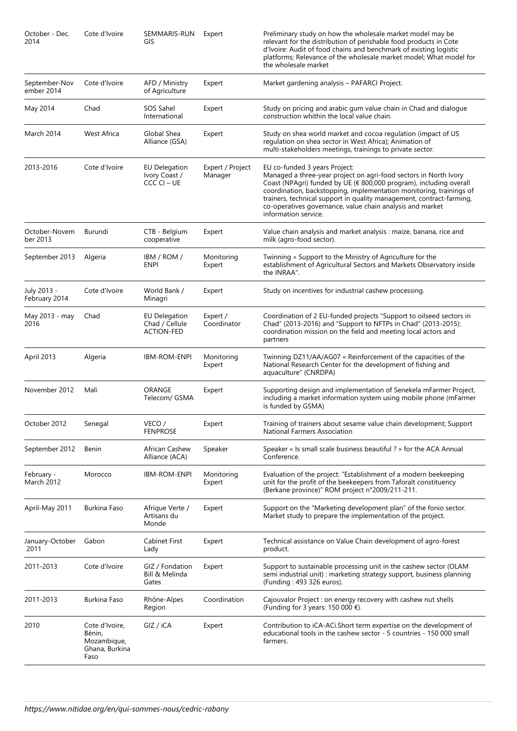| October - Dec. 2014 | Cote d'Ivoire | SEMMARIS-RUNGIS | Expert | Preliminary study on how the wholesale market model may be relevant for the distribution of perishable food products in Cote d'Ivoire: Audit of food chains and benchmark of existing logistic platforms; Relevance of the wholesale market model; What model for the wholesale market |
|---|---|---|---|---|
| September-November 2014 | Cote d'Ivoire | AFD / Ministry of Agriculture | Expert | Market gardening analysis – PAFARCI Project. |
| May 2014 | Chad | SOS Sahel International | Expert | Study on pricing and arabic gum value chain in Chad and dialogue construction whithin the local value chain. |
| March 2014 | West Africa | Global Shea Alliance (GSA) | Expert | Study on shea world market and cocoa regulation (impact of US regulation on shea sector in West Africa); Animation of multi-stakeholders meetings, trainings to private sector. |
| 2013-2016 | Cote d'Ivoire | EU Delegation Ivory Coast / CCC CI – UE | Expert / Project Manager | EU co-funded 3 years Project: Managed a three-year project on agri-food sectors in North Ivory Coast (NPAgri) funded by UE (€ 800,000 program), including overall coordination, backstopping, implementation monitoring, trainings of trainers, technical support in quality management, contract-farming, co-operatives governance, value chain analysis and market information service. |
| October-November 2013 | Burundi | CTB - Belgium cooperative | Expert | Value chain analysis and market analysis : maize, banana, rice and milk (agro-food sector). |
| September 2013 | Algeria | IBM / ROM / ENPI | Monitoring Expert | Twinning « Support to the Ministry of Agriculture for the establishment of Agricultural Sectors and Markets Observatory inside the INRAA". |
| July 2013 - February 2014 | Cote d'Ivoire | World Bank / Minagri | Expert | Study on incentives for industrial cashew processing. |
| May 2013 - may 2016 | Chad | EU Delegation Chad / Cellule ACTION-FED | Expert / Coordinator | Coordination of 2 EU-funded projects "Support to oilseed sectors in Chad" (2013-2016) and "Support to NFTPs in Chad" (2013-2015): coordination mission on the field and meeting local actors and partners |
| April 2013 | Algeria | IBM-ROM-ENPI | Monitoring Expert | Twinning DZ11/AA/AG07 « Reinforcement of the capacities of the National Research Center for the development of fishing and aquaculture" (CNRDPA) |
| November 2012 | Mali | ORANGE Telecom/ GSMA | Expert | Supporting design and implementation of Senekela mFarmer Project, including a market information system using mobile phone (mFarmer is funded by GSMA) |
| October 2012 | Senegal | VECO / FENPROSE | Expert | Training of trainers about sesame value chain development; Support National Farmers Association |
| September 2012 | Benin | African Cashew Alliance (ACA) | Speaker | Speaker « Is small scale business beautiful ? » for the ACA Annual Conference. |
| February - March 2012 | Morocco | IBM-ROM-ENPI | Monitoring Expert | Evaluation of the project: "Establishment of a modern beekeeping unit for the profit of the beekeepers from Taforalt constituency (Berkane province)" ROM project n°2009/211-211. |
| April-May 2011 | Burkina Faso | Afrique Verte / Artisans du Monde | Expert | Support on the "Marketing development plan" of the fonio sector. Market study to prepare the implementation of the project. |
| January-October 2011 | Gabon | Cabinet First Lady | Expert | Technical assistance on Value Chain development of agro-forest product. |
| 2011-2013 | Cote d'Ivoire | GIZ / Fondation Bill & Melinda Gates | Expert | Support to sustainable processing unit in the cashew sector (OLAM semi industrial unit) : marketing strategy support, business planning (Funding : 493 326 euros). |
| 2011-2013 | Burkina Faso | Rhône-Alpes Region | Coordination | Cajouvalor Project : on energy recovery with cashew nut shells (Funding for 3 years: 150 000 €). |
| 2010 | Cote d'Ivoire, Bénin, Mozambique, Ghana, Burkina Faso | GIZ / iCA | Expert | Contribution to iCA-ACi.Short term expertise on the development of educational tools in the cashew sector - 5 countries - 150 000 small farmers. |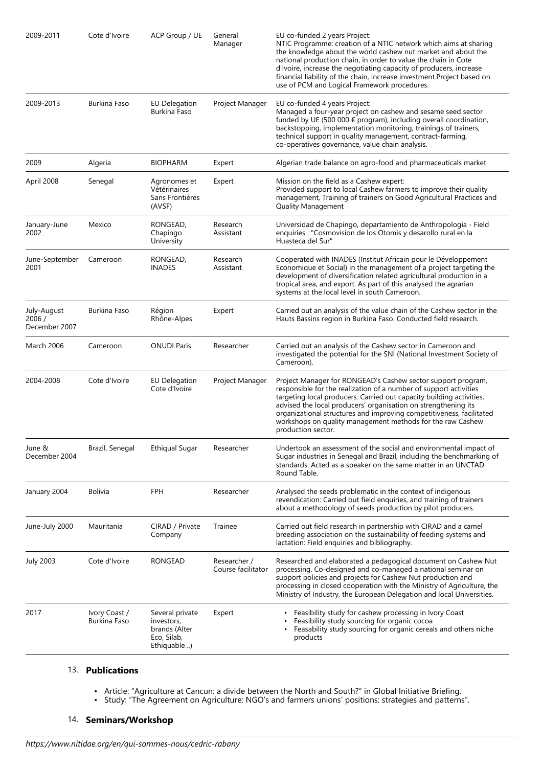| 2009-2011 | Cote d'Ivoire | ACP Group / UE | General Manager | EU co-funded 2 years Project: NTIC Programme: creation of a NTIC network which aims at sharing the knowledge about the world cashew nut market and about the national production chain, in order to value the chain in Cote d'Ivoire, increase the negotiating capacity of producers, increase financial liability of the chain, increase investment.Project based on use of PCM and Logical Framework procedures. |
|---|---|---|---|---|
| 2009-2013 | Burkina Faso | EU Delegation Burkina Faso | Project Manager | EU co-funded 4 years Project: Managed a four-year project on cashew and sesame seed sector funded by UE (500 000 € program), including overall coordination, backstopping, implementation monitoring, trainings of trainers, technical support in quality management, contract-farming, co-operatives governance, value chain analysis. |
| 2009 | Algeria | BIOPHARM | Expert | Algerian trade balance on agro-food and pharmaceuticals market |
| April 2008 | Senegal | Agronomes et Vétérinaires Sans Frontières (AVSF) | Expert | Mission on the field as a Cashew expert: Provided support to local Cashew farmers to improve their quality management, Training of trainers on Good Agricultural Practices and Quality Management |
| January-June 2002 | Mexico | RONGEAD, Chapingo University | Research Assistant | Universidad de Chapingo, departamiento de Anthropologia - Field enquiries : "Cosmovision de los Otomis y desarollo rural en la Huasteca del Sur" |
| June-September 2001 | Cameroon | RONGEAD, INADES | Research Assistant | Cooperated with INADES (Institut Africain pour le Développement Economique et Social) in the management of a project targeting the development of diversification related agricultural production in a tropical area, and export. As part of this analysed the agrarian systems at the local level in south Cameroon. |
| July-August 2006 / December 2007 | Burkina Faso | Région Rhône-Alpes | Expert | Carried out an analysis of the value chain of the Cashew sector in the Hauts Bassins region in Burkina Faso. Conducted field research. |
| March 2006 | Cameroon | ONUDI Paris | Researcher | Carried out an analysis of the Cashew sector in Cameroon and investigated the potential for the SNI (National Investment Society of Cameroon). |
| 2004-2008 | Cote d'Ivoire | EU Delegation Cote d'Ivoire | Project Manager | Project Manager for RONGEAD's Cashew sector support program, responsible for the realization of a number of support activities targeting local producers: Carried out capacity building activities, advised the local producers' organisation on strengthening its organizational structures and improving competitiveness, facilitated workshops on quality management methods for the raw Cashew production sector. |
| June & December 2004 | Brazil, Senegal | Ethiqual Sugar | Researcher | Undertook an assessment of the social and environmental impact of Sugar industries in Senegal and Brazil, including the benchmarking of standards. Acted as a speaker on the same matter in an UNCTAD Round Table. |
| January 2004 | Bolivia | FPH | Researcher | Analysed the seeds problematic in the context of indigenous revendication: Carried out field enquiries, and training of trainers about a methodology of seeds production by pilot producers. |
| June-July 2000 | Mauritania | CIRAD / Private Company | Trainee | Carried out field research in partnership with CIRAD and a camel breeding association on the sustainability of feeding systems and lactation: Field enquiries and bibliography. |
| July 2003 | Cote d'Ivoire | RONGEAD | Researcher / Course facilitator | Researched and elaborated a pedagogical document on Cashew Nut processing. Co-designed and co-managed a national seminar on support policies and projects for Cashew Nut production and processing in closed cooperation with the Ministry of Agriculture, the Ministry of Industry, the European Delegation and local Universities. |
| 2017 | Ivory Coast / Burkina Faso | Several private investors, brands (Alter Eco, Silab, Ethiquable ..) | Expert | • Feasibility study for cashew processing in Ivory Coast<br>• Feasibility study sourcing for organic cocoa<br>• Feasability study sourcing for organic cereals and others niche products |

## 13. Publications

- Article: "Agriculture at Cancun: a divide between the North and South?" in Global Initiative Briefing.
- Study: "The Agreement on Agriculture: NGO's and farmers unions' positions: strategies and patterns".

## 14. Seminars/Workshop

*https://www.nitidae.org/en/qui-sommes-nous/cedric-rabany*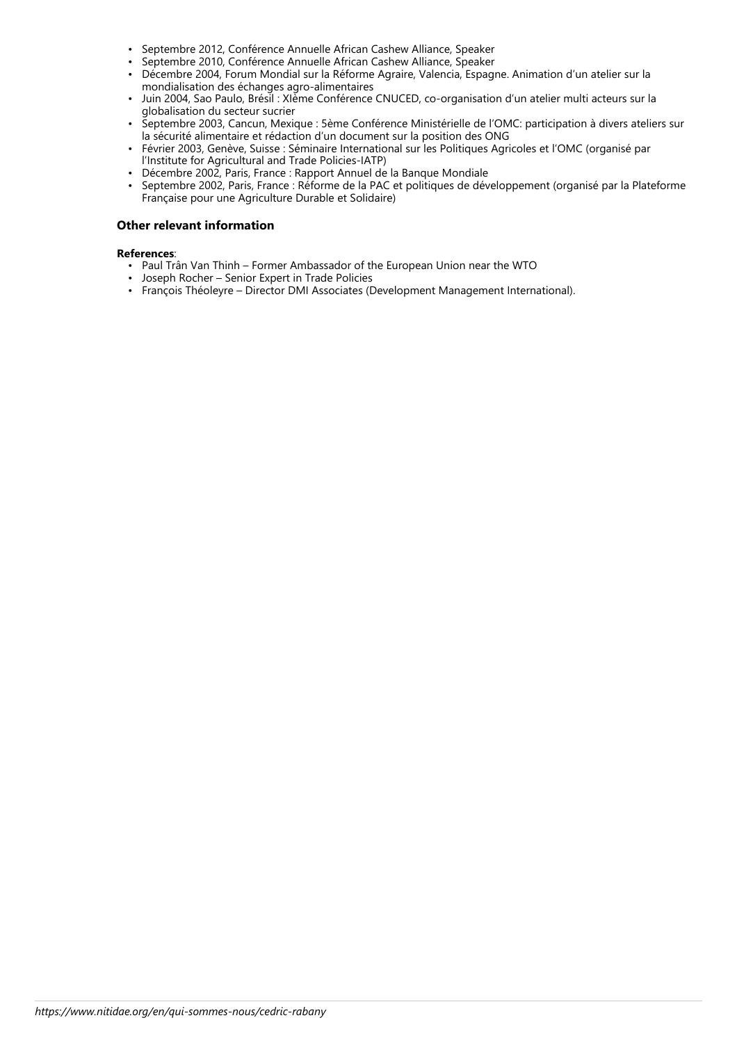- Septembre 2012, Conférence Annuelle African Cashew Alliance, Speaker
- Septembre 2010, Conférence Annuelle African Cashew Alliance, Speaker
- Décembre 2004, Forum Mondial sur la Réforme Agraire, Valencia, Espagne. Animation d'un atelier sur la mondialisation des échanges agro-alimentaires
- Juin 2004, Sao Paulo, Brésil : XIème Conférence CNUCED, co-organisation d'un atelier multi acteurs sur la globalisation du secteur sucrier
- Septembre 2003, Cancun, Mexique : 5ème Conférence Ministérielle de l'OMC: participation à divers ateliers sur la sécurité alimentaire et rédaction d'un document sur la position des ONG
- Février 2003, Genève, Suisse : Séminaire International sur les Politiques Agricoles et l'OMC (organisé par l'Institute for Agricultural and Trade Policies-IATP)
- Décembre 2002, Paris, France : Rapport Annuel de la Banque Mondiale
- Septembre 2002, Paris, France : Réforme de la PAC et politiques de développement (organisé par la Plateforme Française pour une Agriculture Durable et Solidaire)

### Other relevant information

**References**:

- Paul Trân Van Thinh – Former Ambassador of the European Union near the WTO
- Joseph Rocher – Senior Expert in Trade Policies
- François Théoleyre – Director DMI Associates (Development Management International).